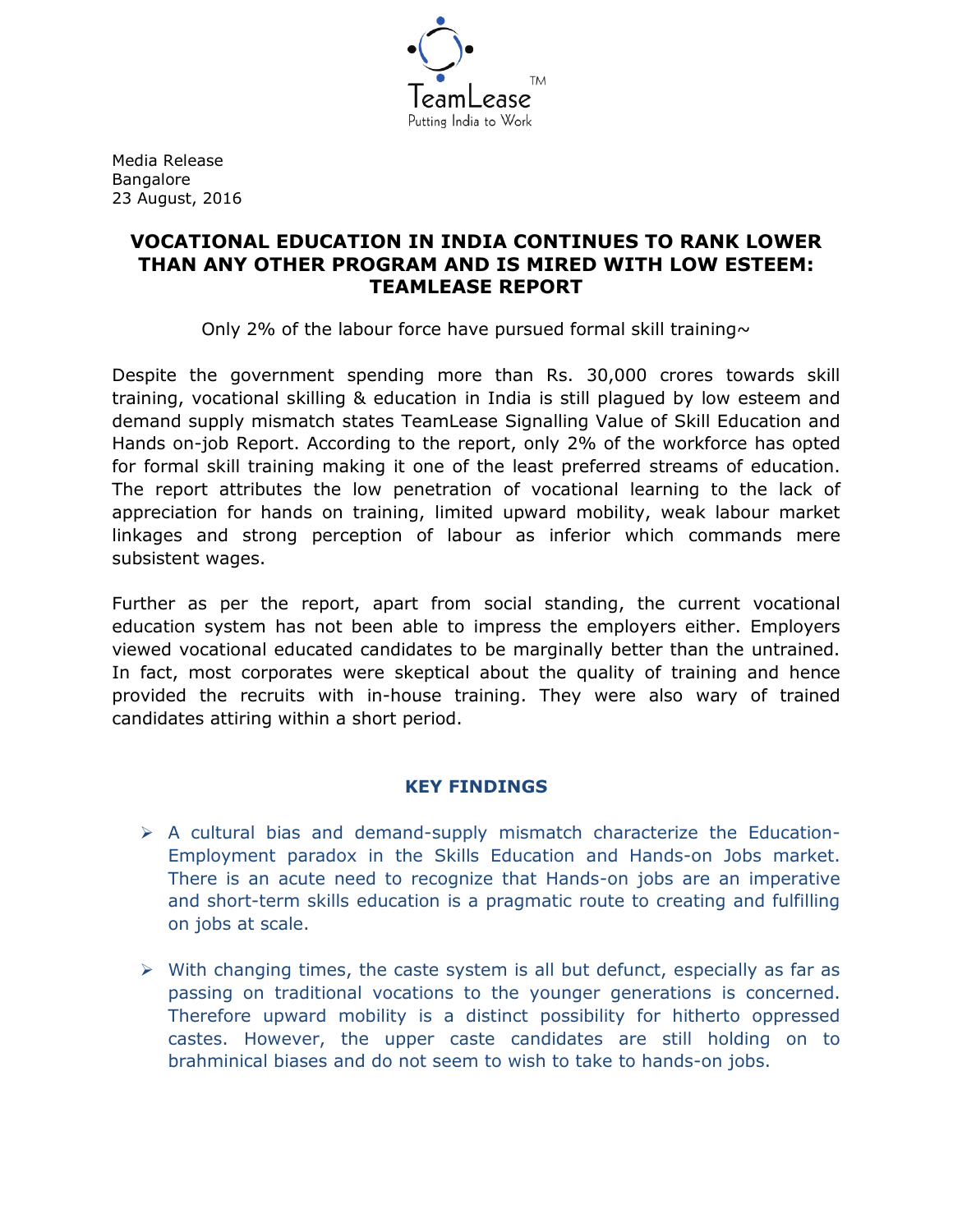TeamLease™
Putting India to Work

Media Release
Bangalore
23 August, 2016

# VOCATIONAL EDUCATION IN INDIA CONTINUES TO RANK LOWER THAN ANY OTHER PROGRAM AND IS MIRED WITH LOW ESTEEM: TEAMLEASE REPORT

Only 2% of the labour force have pursued formal skill training~

Despite the government spending more than Rs. 30,000 crores towards skill training, vocational skilling & education in India is still plagued by low esteem and demand supply mismatch states TeamLease Signalling Value of Skill Education and Hands on-job Report. According to the report, only 2% of the workforce has opted for formal skill training making it one of the least preferred streams of education. The report attributes the low penetration of vocational learning to the lack of appreciation for hands on training, limited upward mobility, weak labour market linkages and strong perception of labour as inferior which commands mere subsistent wages.

Further as per the report, apart from social standing, the current vocational education system has not been able to impress the employers either. Employers viewed vocational educated candidates to be marginally better than the untrained. In fact, most corporates were skeptical about the quality of training and hence provided the recruits with in-house training. They were also wary of trained candidates attiring within a short period.

## KEY FINDINGS

- A cultural bias and demand-supply mismatch characterize the Education-Employment paradox in the Skills Education and Hands-on Jobs market. There is an acute need to recognize that Hands-on jobs are an imperative and short-term skills education is a pragmatic route to creating and fulfilling on jobs at scale.

- With changing times, the caste system is all but defunct, especially as far as passing on traditional vocations to the younger generations is concerned. Therefore upward mobility is a distinct possibility for hitherto oppressed castes. However, the upper caste candidates are still holding on to brahminical biases and do not seem to wish to take to hands-on jobs.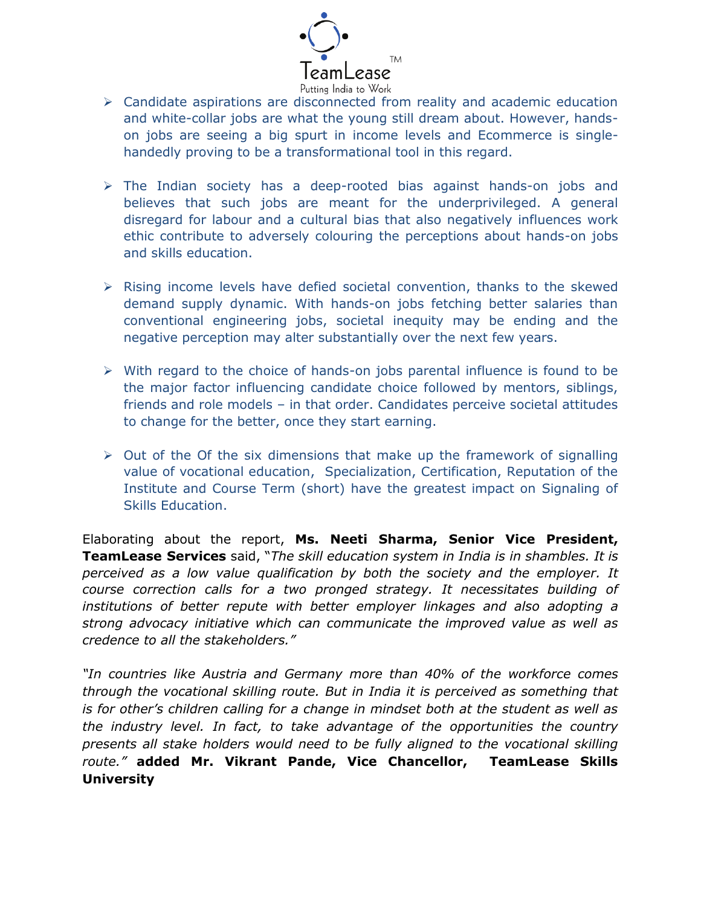- Candidate aspirations are disconnected from reality and academic education and white-collar jobs are what the young still dream about. However, hands-on jobs are seeing a big spurt in income levels and Ecommerce is single-handedly proving to be a transformational tool in this regard.

- The Indian society has a deep-rooted bias against hands-on jobs and believes that such jobs are meant for the underprivileged. A general disregard for labour and a cultural bias that also negatively influences work ethic contribute to adversely colouring the perceptions about hands-on jobs and skills education.

- Rising income levels have defied societal convention, thanks to the skewed demand supply dynamic. With hands-on jobs fetching better salaries than conventional engineering jobs, societal inequity may be ending and the negative perception may alter substantially over the next few years.

- With regard to the choice of hands-on jobs parental influence is found to be the major factor influencing candidate choice followed by mentors, siblings, friends and role models – in that order. Candidates perceive societal attitudes to change for the better, once they start earning.

- Out of the Of the six dimensions that make up the framework of signalling value of vocational education, Specialization, Certification, Reputation of the Institute and Course Term (short) have the greatest impact on Signaling of Skills Education.

Elaborating about the report, **Ms. Neeti Sharma, Senior Vice President, TeamLease Services** said, "*The skill education system in India is in shambles. It is perceived as a low value qualification by both the society and the employer. It course correction calls for a two pronged strategy. It necessitates building of institutions of better repute with better employer linkages and also adopting a strong advocacy initiative which can communicate the improved value as well as credence to all the stakeholders."*

*"In countries like Austria and Germany more than 40% of the workforce comes through the vocational skilling route. But in India it is perceived as something that is for other's children calling for a change in mindset both at the student as well as the industry level. In fact, to take advantage of the opportunities the country presents all stake holders would need to be fully aligned to the vocational skilling route."* **added Mr. Vikrant Pande, Vice Chancellor, TeamLease Skills University**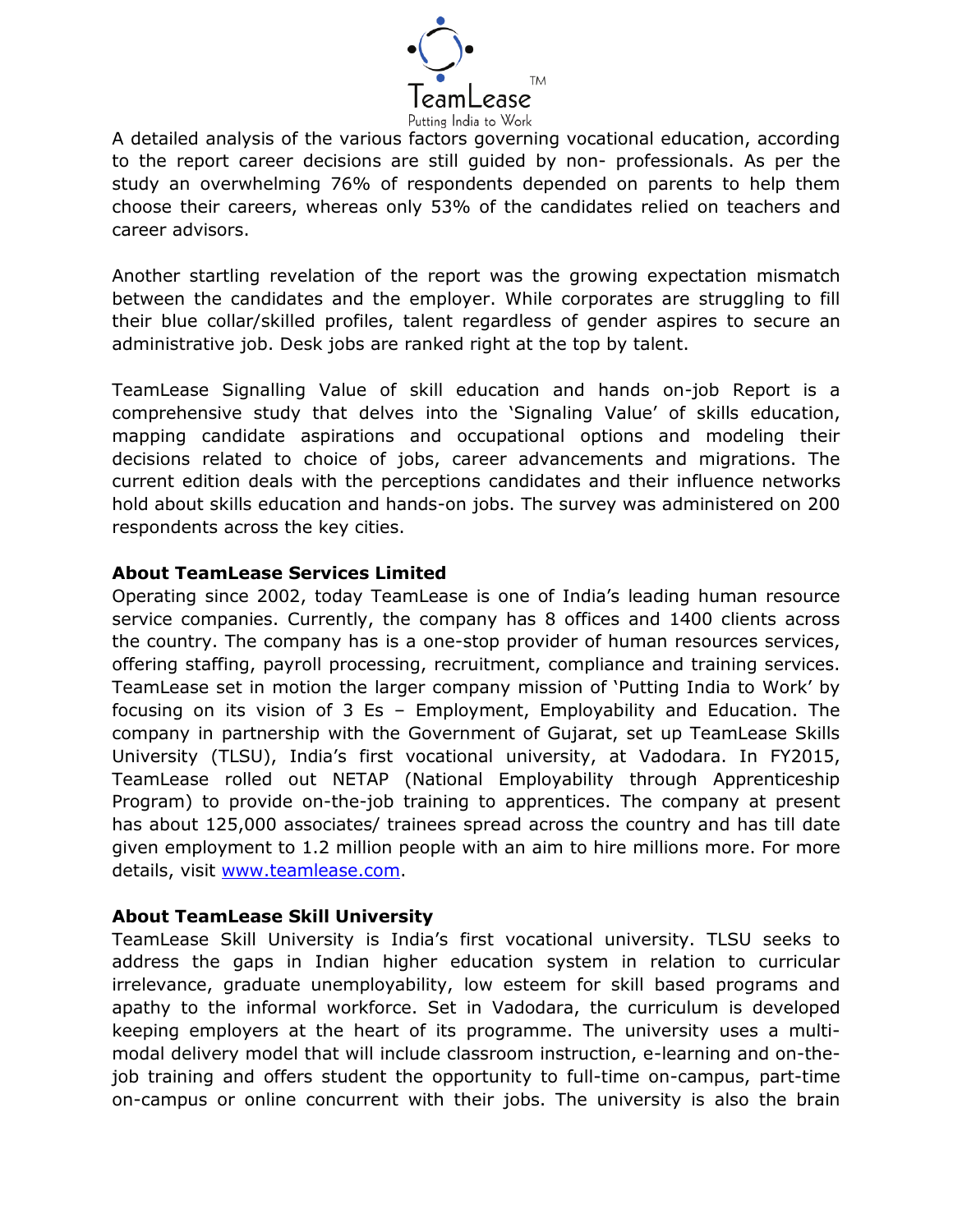A detailed analysis of the various factors governing vocational education, according to the report career decisions are still guided by non- professionals. As per the study an overwhelming 76% of respondents depended on parents to help them choose their careers, whereas only 53% of the candidates relied on teachers and career advisors.

Another startling revelation of the report was the growing expectation mismatch between the candidates and the employer. While corporates are struggling to fill their blue collar/skilled profiles, talent regardless of gender aspires to secure an administrative job. Desk jobs are ranked right at the top by talent.

TeamLease Signalling Value of skill education and hands on-job Report is a comprehensive study that delves into the 'Signaling Value' of skills education, mapping candidate aspirations and occupational options and modeling their decisions related to choice of jobs, career advancements and migrations. The current edition deals with the perceptions candidates and their influence networks hold about skills education and hands-on jobs. The survey was administered on 200 respondents across the key cities.

**About TeamLease Services Limited**

Operating since 2002, today TeamLease is one of India's leading human resource service companies. Currently, the company has 8 offices and 1400 clients across the country. The company has is a one-stop provider of human resources services, offering staffing, payroll processing, recruitment, compliance and training services. TeamLease set in motion the larger company mission of 'Putting India to Work' by focusing on its vision of 3 Es – Employment, Employability and Education. The company in partnership with the Government of Gujarat, set up TeamLease Skills University (TLSU), India's first vocational university, at Vadodara. In FY2015, TeamLease rolled out NETAP (National Employability through Apprenticeship Program) to provide on-the-job training to apprentices. The company at present has about 125,000 associates/ trainees spread across the country and has till date given employment to 1.2 million people with an aim to hire millions more. For more details, visit [www.teamlease.com](http://www.teamlease.com).

**About TeamLease Skill University**

TeamLease Skill University is India's first vocational university. TLSU seeks to address the gaps in Indian higher education system in relation to curricular irrelevance, graduate unemployability, low esteem for skill based programs and apathy to the informal workforce. Set in Vadodara, the curriculum is developed keeping employers at the heart of its programme. The university uses a multi-modal delivery model that will include classroom instruction, e-learning and on-the-job training and offers student the opportunity to full-time on-campus, part-time on-campus or online concurrent with their jobs. The university is also the brain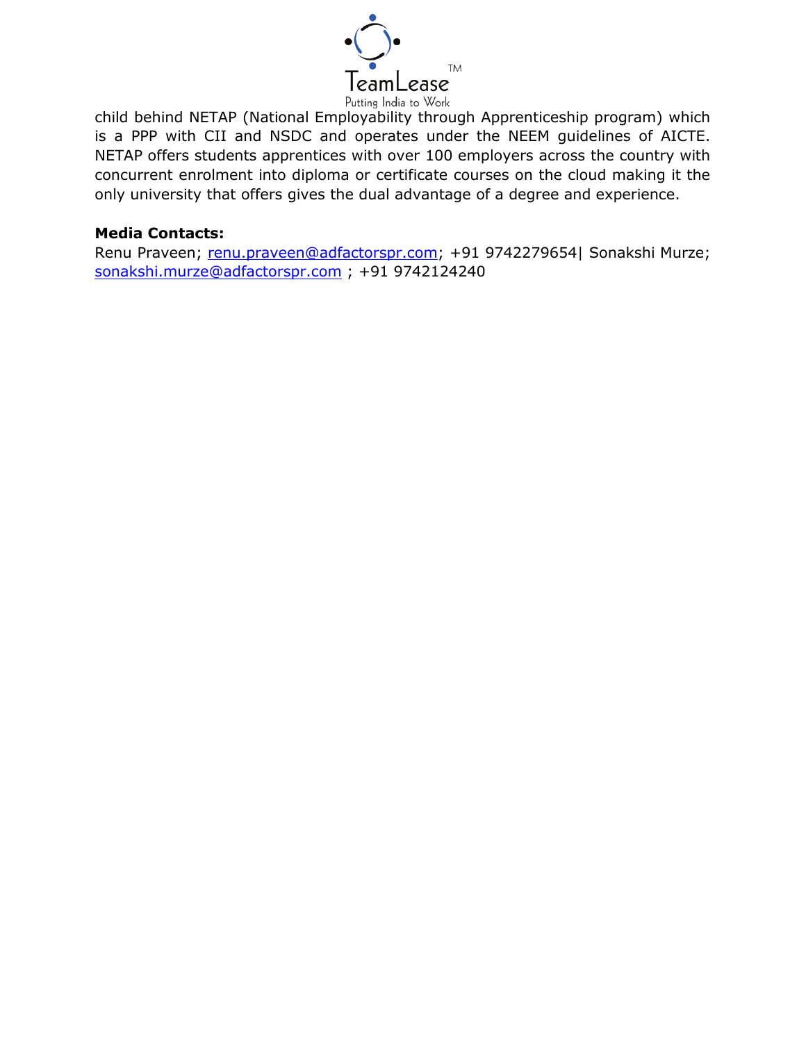child behind NETAP (National Employability through Apprenticeship program) which is a PPP with CII and NSDC and operates under the NEEM guidelines of AICTE. NETAP offers students apprentices with over 100 employers across the country with concurrent enrolment into diploma or certificate courses on the cloud making it the only university that offers gives the dual advantage of a degree and experience.

**Media Contacts:**
Renu Praveen; renu.praveen@adfactorspr.com; +91 9742279654| Sonakshi Murze; sonakshi.murze@adfactorspr.com ; +91 9742124240